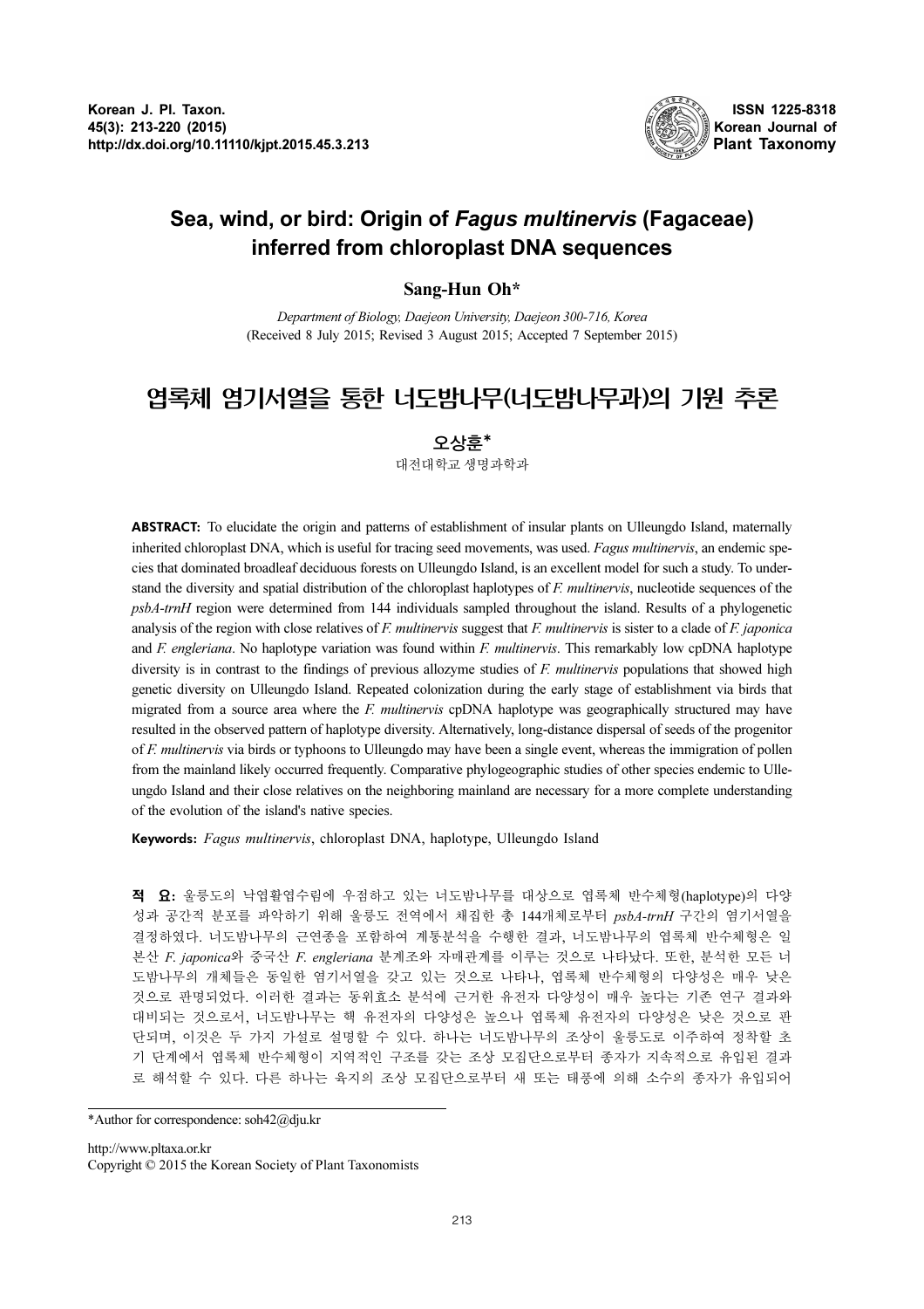Korean J. Pl. Taxon.
45(3): 213-220 (2015)
http://dx.doi.org/10.11110/kjpt.2015.45.3.213

ISSN 1225-8318
Korean Journal of
Plant Taxonomy

# Sea, wind, or bird: Origin of *Fagus multinervis* (Fagaceae) inferred from chloroplast DNA sequences

**Sang-Hun Oh***

*Department of Biology, Daejeon University, Daejeon 300-716, Korea*
(Received 8 July 2015; Revised 3 August 2015; Accepted 7 September 2015)

# 엽록체 염기서열을 통한 너도밤나무(너도밤나무과)의 기원 추론

**오상훈***

대전대학교 생명과학과

**ABSTRACT:** To elucidate the origin and patterns of establishment of insular plants on Ulleungdo Island, maternally inherited chloroplast DNA, which is useful for tracing seed movements, was used. *Fagus multinervis*, an endemic species that dominated broadleaf deciduous forests on Ulleungdo Island, is an excellent model for such a study. To understand the diversity and spatial distribution of the chloroplast haplotypes of *F. multinervis*, nucleotide sequences of the *psbA-trnH* region were determined from 144 individuals sampled throughout the island. Results of a phylogenetic analysis of the region with close relatives of *F. multinervis* suggest that *F. multinervis* is sister to a clade of *F. japonica* and *F. engleriana*. No haplotype variation was found within *F. multinervis*. This remarkably low cpDNA haplotype diversity is in contrast to the findings of previous allozyme studies of *F. multinervis* populations that showed high genetic diversity on Ulleungdo Island. Repeated colonization during the early stage of establishment via birds that migrated from a source area where the *F. multinervis* cpDNA haplotype was geographically structured may have resulted in the observed pattern of haplotype diversity. Alternatively, long-distance dispersal of seeds of the progenitor of *F. multinervis* via birds or typhoons to Ulleungdo may have been a single event, whereas the immigration of pollen from the mainland likely occurred frequently. Comparative phylogeographic studies of other species endemic to Ulleungdo Island and their close relatives on the neighboring mainland are necessary for a more complete understanding of the evolution of the island's native species.

**Keywords:** *Fagus multinervis*, chloroplast DNA, haplotype, Ulleungdo Island

**적 요:** 울릉도의 낙엽활엽수림에 우점하고 있는 너도밤나무를 대상으로 엽록체 반수체형(haplotype)의 다양성과 공간적 분포를 파악하기 위해 울릉도 전역에서 채집한 총 144개체로부터 *psbA-trnH* 구간의 염기서열을 결정하였다. 너도밤나무의 근연종을 포함하여 계통분석을 수행한 결과, 너도밤나무의 엽록체 반수체형은 일본산 *F. japonica*와 중국산 *F. engleriana* 분계조와 자매관계를 이루는 것으로 나타났다. 또한, 분석한 모든 너도밤나무의 개체들은 동일한 염기서열을 갖고 있는 것으로 나타나, 엽록체 반수체형의 다양성은 매우 낮은 것으로 판명되었다. 이러한 결과는 동위효소 분석에 근거한 유전자 다양성이 매우 높다는 기존 연구 결과와 대비되는 것으로서, 너도밤나무는 핵 유전자의 다양성은 높으나 엽록체 유전자의 다양성은 낮은 것으로 판단되며, 이것은 두 가지 가설로 설명할 수 있다. 하나는 너도밤나무의 조상이 울릉도로 이주하여 정착할 초기 단계에서 엽록체 반수체형이 지역적인 구조를 갖는 조상 모집단으로부터 종자가 지속적으로 유입된 결과로 해석할 수 있다. 다른 하나는 육지의 조상 모집단으로부터 새 또는 태풍에 의해 소수의 종자가 유입되어

*Author for correspondence: soh42@dju.kr

http://www.pltaxa.or.kr
Copyright © 2015 the Korean Society of Plant Taxonomists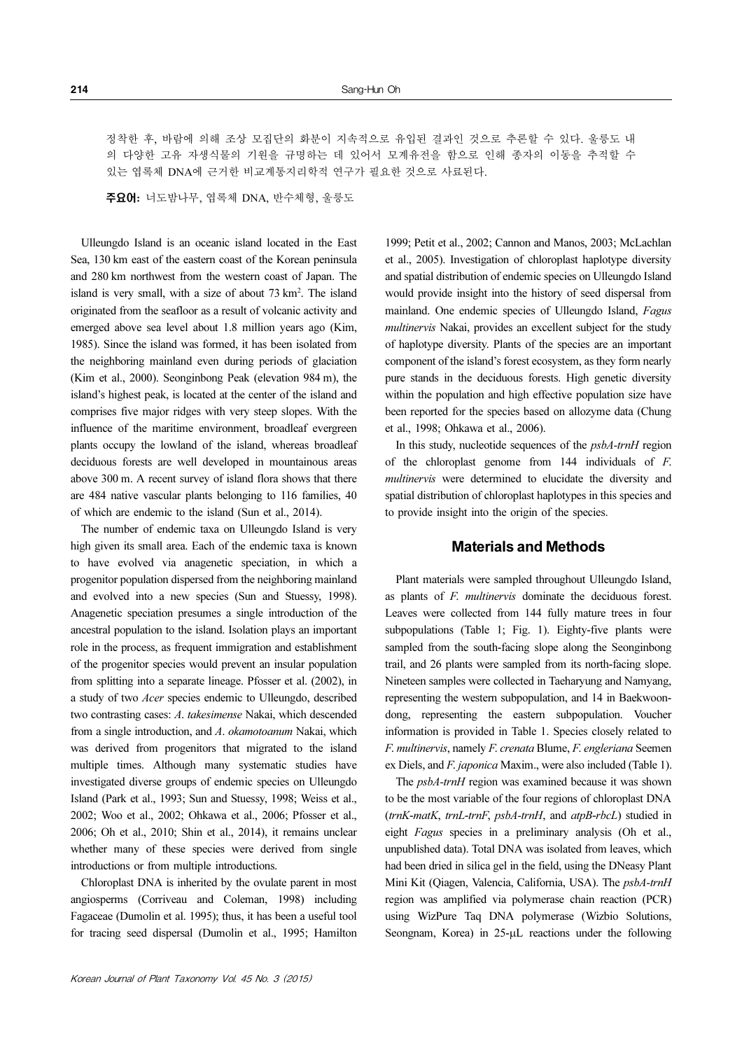정착한 후, 바람에 의해 조상 모집단의 화분이 지속적으로 유입된 결과인 것으로 추론할 수 있다. 울릉도 내의 다양한 고유 자생식물의 기원을 규명하는 데 있어서 모계유전을 함으로 인해 종자의 이동을 추적할 수 있는 엽록체 DNA에 근거한 비교계통지리학적 연구가 필요한 것으로 사료된다.

**주요어:** 너도밤나무, 엽록체 DNA, 반수체형, 울릉도

Ulleungdo Island is an oceanic island located in the East Sea, 130 km east of the eastern coast of the Korean peninsula and 280 km northwest from the western coast of Japan. The island is very small, with a size of about 73 km$^2$. The island originated from the seafloor as a result of volcanic activity and emerged above sea level about 1.8 million years ago (Kim, 1985). Since the island was formed, it has been isolated from the neighboring mainland even during periods of glaciation (Kim et al., 2000). Seonginbong Peak (elevation 984 m), the island's highest peak, is located at the center of the island and comprises five major ridges with very steep slopes. With the influence of the maritime environment, broadleaf evergreen plants occupy the lowland of the island, whereas broadleaf deciduous forests are well developed in mountainous areas above 300 m. A recent survey of island flora shows that there are 484 native vascular plants belonging to 116 families, 40 of which are endemic to the island (Sun et al., 2014).

The number of endemic taxa on Ulleungdo Island is very high given its small area. Each of the endemic taxa is known to have evolved via anagenetic speciation, in which a progenitor population dispersed from the neighboring mainland and evolved into a new species (Sun and Stuessy, 1998). Anagenetic speciation presumes a single introduction of the ancestral population to the island. Isolation plays an important role in the process, as frequent immigration and establishment of the progenitor species would prevent an insular population from splitting into a separate lineage. Pfosser et al. (2002), in a study of two *Acer* species endemic to Ulleungdo, described two contrasting cases: *A. takesimense* Nakai, which descended from a single introduction, and *A. okamotoanum* Nakai, which was derived from progenitors that migrated to the island multiple times. Although many systematic studies have investigated diverse groups of endemic species on Ulleungdo Island (Park et al., 1993; Sun and Stuessy, 1998; Weiss et al., 2002; Woo et al., 2002; Ohkawa et al., 2006; Pfosser et al., 2006; Oh et al., 2010; Shin et al., 2014), it remains unclear whether many of these species were derived from single introductions or from multiple introductions.

Chloroplast DNA is inherited by the ovulate parent in most angiosperms (Corriveau and Coleman, 1998) including Fagaceae (Dumolin et al. 1995); thus, it has been a useful tool for tracing seed dispersal (Dumolin et al., 1995; Hamilton 1999; Petit et al., 2002; Cannon and Manos, 2003; McLachlan et al., 2005). Investigation of chloroplast haplotype diversity and spatial distribution of endemic species on Ulleungdo Island would provide insight into the history of seed dispersal from mainland. One endemic species of Ulleungdo Island, *Fagus multinervis* Nakai, provides an excellent subject for the study of haplotype diversity. Plants of the species are an important component of the island's forest ecosystem, as they form nearly pure stands in the deciduous forests. High genetic diversity within the population and high effective population size have been reported for the species based on allozyme data (Chung et al., 1998; Ohkawa et al., 2006).

In this study, nucleotide sequences of the *psbA-trnH* region of the chloroplast genome from 144 individuals of *F. multinervis* were determined to elucidate the diversity and spatial distribution of chloroplast haplotypes in this species and to provide insight into the origin of the species.

## Materials and Methods

Plant materials were sampled throughout Ulleungdo Island, as plants of *F. multinervis* dominate the deciduous forest. Leaves were collected from 144 fully mature trees in four subpopulations (Table 1; Fig. 1). Eighty-five plants were sampled from the south-facing slope along the Seonginbong trail, and 26 plants were sampled from its north-facing slope. Nineteen samples were collected in Taeharyung and Namyang, representing the western subpopulation, and 14 in Baekwoon-dong, representing the eastern subpopulation. Voucher information is provided in Table 1. Species closely related to *F. multinervis*, namely *F. crenata* Blume, *F. engleriana* Seemen ex Diels, and *F. japonica* Maxim., were also included (Table 1).

The *psbA-trnH* region was examined because it was shown to be the most variable of the four regions of chloroplast DNA (*trnK-matK*, *trnL-trnF*, *psbA-trnH*, and *atpB-rbcL*) studied in eight *Fagus* species in a preliminary analysis (Oh et al., unpublished data). Total DNA was isolated from leaves, which had been dried in silica gel in the field, using the DNeasy Plant Mini Kit (Qiagen, Valencia, California, USA). The *psbA-trnH* region was amplified via polymerase chain reaction (PCR) using WizPure Taq DNA polymerase (Wizbio Solutions, Seongnam, Korea) in 25-μL reactions under the following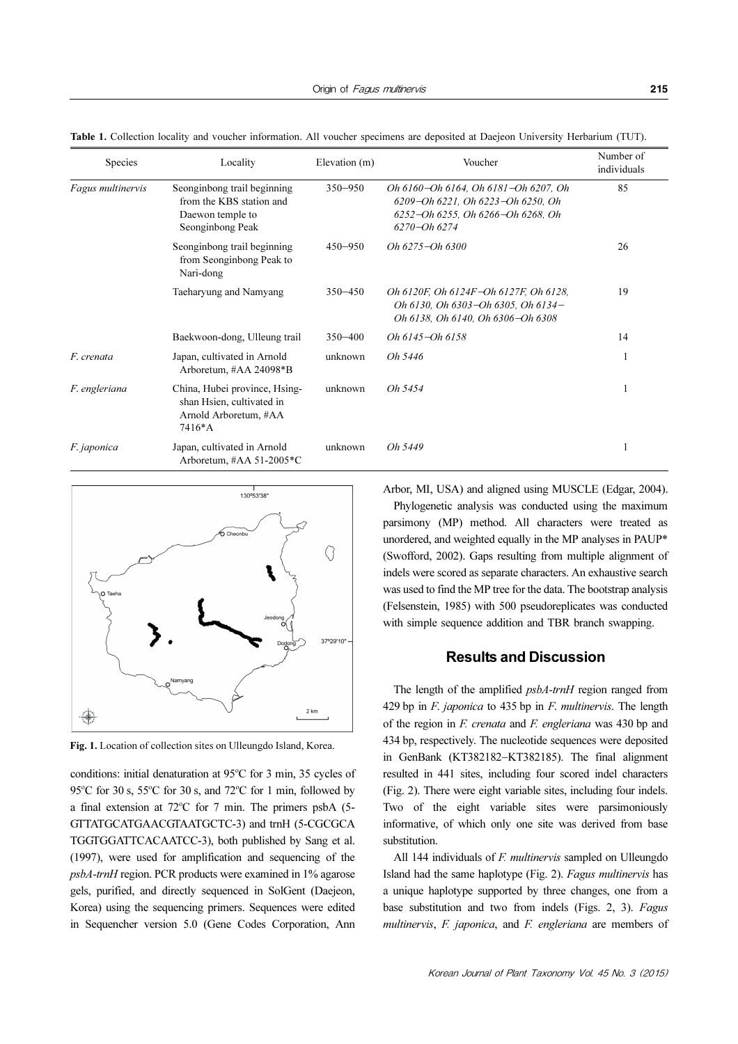**Table 1.** Collection locality and voucher information. All voucher specimens are deposited at Daejeon University Herbarium (TUT).

| Species | Locality | Elevation (m) | Voucher | Number of individuals |
|---|---|---|---|---|
| *Fagus multinervis* | Seonginbong trail beginning from the KBS station and Daewon temple to Seonginbong Peak | 350–950 | *Oh 6160–Oh 6164, Oh 6181–Oh 6207, Oh 6209–Oh 6221, Oh 6223–Oh 6250, Oh 6252–Oh 6255, Oh 6266–Oh 6268, Oh 6270–Oh 6274* | 85 |
| | Seonginbong trail beginning from Seonginbong Peak to Nari-dong | 450–950 | *Oh 6275–Oh 6300* | 26 |
| | Taeharyung and Namyang | 350–450 | *Oh 6120F, Oh 6124F–Oh 6127F, Oh 6128, Oh 6130, Oh 6303–Oh 6305, Oh 6134–Oh 6138, Oh 6140, Oh 6306–Oh 6308* | 19 |
| | Baekwoon-dong, Ulleung trail | 350–400 | *Oh 6145–Oh 6158* | 14 |
| *F. crenata* | Japan, cultivated in Arnold Arboretum, #AA 24098\*B | unknown | *Oh 5446* | 1 |
| *F. engleriana* | China, Hubei province, Hsing-shan Hsien, cultivated in Arnold Arboretum, #AA 7416\*A | unknown | *Oh 5454* | 1 |
| *F. japonica* | Japan, cultivated in Arnold Arboretum, #AA 51-2005\*C | unknown | *Oh 5449* | 1 |

**Fig. 1.** Location of collection sites on Ulleungdo Island, Korea.

conditions: initial denaturation at 95°C for 3 min, 35 cycles of 95°C for 30 s, 55°C for 30 s, and 72°C for 1 min, followed by a final extension at 72°C for 7 min. The primers psbA (5-GTTATGCATGAACGTAATGCTC-3) and trnH (5-CGCGCA TGGTGGATTCACAATCC-3), both published by Sang et al. (1997), were used for amplification and sequencing of the *psbA-trnH* region. PCR products were examined in 1% agarose gels, purified, and directly sequenced in SolGent (Daejeon, Korea) using the sequencing primers. Sequences were edited in Sequencher version 5.0 (Gene Codes Corporation, Ann Arbor, MI, USA) and aligned using MUSCLE (Edgar, 2004).

Phylogenetic analysis was conducted using the maximum parsimony (MP) method. All characters were treated as unordered, and weighted equally in the MP analyses in PAUP\* (Swofford, 2002). Gaps resulting from multiple alignment of indels were scored as separate characters. An exhaustive search was used to find the MP tree for the data. The bootstrap analysis (Felsenstein, 1985) with 500 pseudoreplicates was conducted with simple sequence addition and TBR branch swapping.

## Results and Discussion

The length of the amplified *psbA-trnH* region ranged from 429 bp in *F. japonica* to 435 bp in *F. multinervis*. The length of the region in *F. crenata* and *F. engleriana* was 430 bp and 434 bp, respectively. The nucleotide sequences were deposited in GenBank (KT382182–KT382185). The final alignment resulted in 441 sites, including four scored indel characters (Fig. 2). There were eight variable sites, including four indels. Two of the eight variable sites were parsimoniously informative, of which only one site was derived from base substitution.

All 144 individuals of *F. multinervis* sampled on Ulleungdo Island had the same haplotype (Fig. 2). *Fagus multinervis* has a unique haplotype supported by three changes, one from a base substitution and two from indels (Figs. 2, 3). *Fagus multinervis*, *F. japonica*, and *F. engleriana* are members of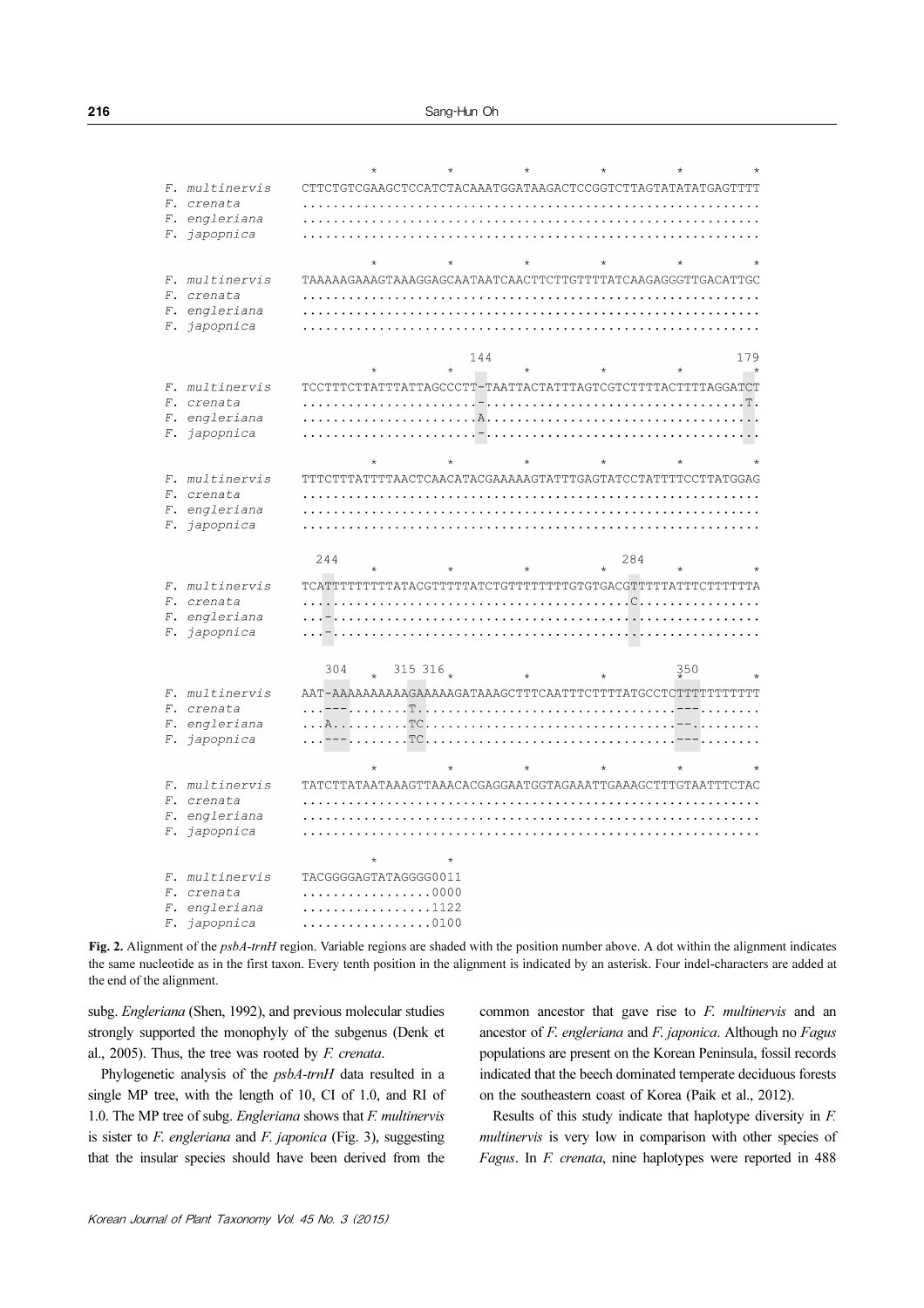```
                    *         *         *         *         *         *
F. multinervis  CTTCTGTCGAAGCTCCATCTACAAATGGATAAGACTCCGGTCTTAGTATATATGAGTTTT
F. crenata      ............................................................
F. engleriana   ............................................................
F. japopnica    ............................................................

                    *         *         *         *         *         *
F. multinervis  TAAAAAGAAAGTAAAGGAGCAATAATCAACTTCTTGTTTTATCAAGAGGGTTGACATTGC
F. crenata      ............................................................
F. engleriana   ............................................................
F. japopnica    ............................................................

                             144                                   179
                    *         *         *         *         *         *
F. multinervis  TCCTTTCTTATTTATTAGCCCTT-TAATTACTATTTAGTCGTCTTTTACTTTTAGGATCT
F. crenata      .......................-...................................T.
F. engleriana   .......................A.....................................
F. japopnica    .......................-.....................................

                    *         *         *         *         *         *
F. multinervis  TTTCTTTATTTTAACTCAACATACGAAAAAGTATTTGAGTATCCTATTTTCCTTATGGAG
F. crenata      ............................................................
F. engleriana   ............................................................
F. japopnica    ............................................................

                244                                         284
                    *         *         *         *         *         *
F. multinervis  TCATTTTTTTTTATACGTTTTTATCTGTTTTTTTTGTGTGACGTTTTTATTTCTTTTTTA
F. crenata      ..........................................C.................
F. engleriana   ...-........................................................
F. japopnica    ...-........................................................

                304       315 316                           350
                    *         *         *         *         *         *
F. multinervis  AAT-AAAAAAAAAAGAAAAAGATAAAGCTTTCAATTTCTTTTATGCCTCTTTTTTTTTTT
F. crenata      ...---........T..................................---........
F. engleriana   ...A..........TC..................................--.........
F. japopnica    ...---........TC.................................---........

                    *         *         *         *         *         *
F. multinervis  TATCTTATAATAAAGTTAAACACGAGGAATGGTAGAAATTGAAAGCTTTGTAATTTCTAC
F. crenata      ............................................................
F. engleriana   ............................................................
F. japopnica    ............................................................

                    *         *
F. multinervis  TACGGGGAGTATAGGGG0011
F. crenata      .................0000
F. engleriana   .................1122
F. japopnica    .................0100
```

**Fig. 2.** Alignment of the *psbA-trnH* region. Variable regions are shaded with the position number above. A dot within the alignment indicates the same nucleotide as in the first taxon. Every tenth position in the alignment is indicated by an asterisk. Four indel-characters are added at the end of the alignment.

subg. *Engleriana* (Shen, 1992), and previous molecular studies strongly supported the monophyly of the subgenus (Denk et al., 2005). Thus, the tree was rooted by *F. crenata*.

Phylogenetic analysis of the *psbA-trnH* data resulted in a single MP tree, with the length of 10, CI of 1.0, and RI of 1.0. The MP tree of subg. *Engleriana* shows that *F. multinervis* is sister to *F. engleriana* and *F. japonica* (Fig. 3), suggesting that the insular species should have been derived from the common ancestor that gave rise to *F. multinervis* and an ancestor of *F. engleriana* and *F. japonica*. Although no *Fagus* populations are present on the Korean Peninsula, fossil records indicated that the beech dominated temperate deciduous forests on the southeastern coast of Korea (Paik et al., 2012).

Results of this study indicate that haplotype diversity in *F. multinervis* is very low in comparison with other species of *Fagus*. In *F. crenata*, nine haplotypes were reported in 488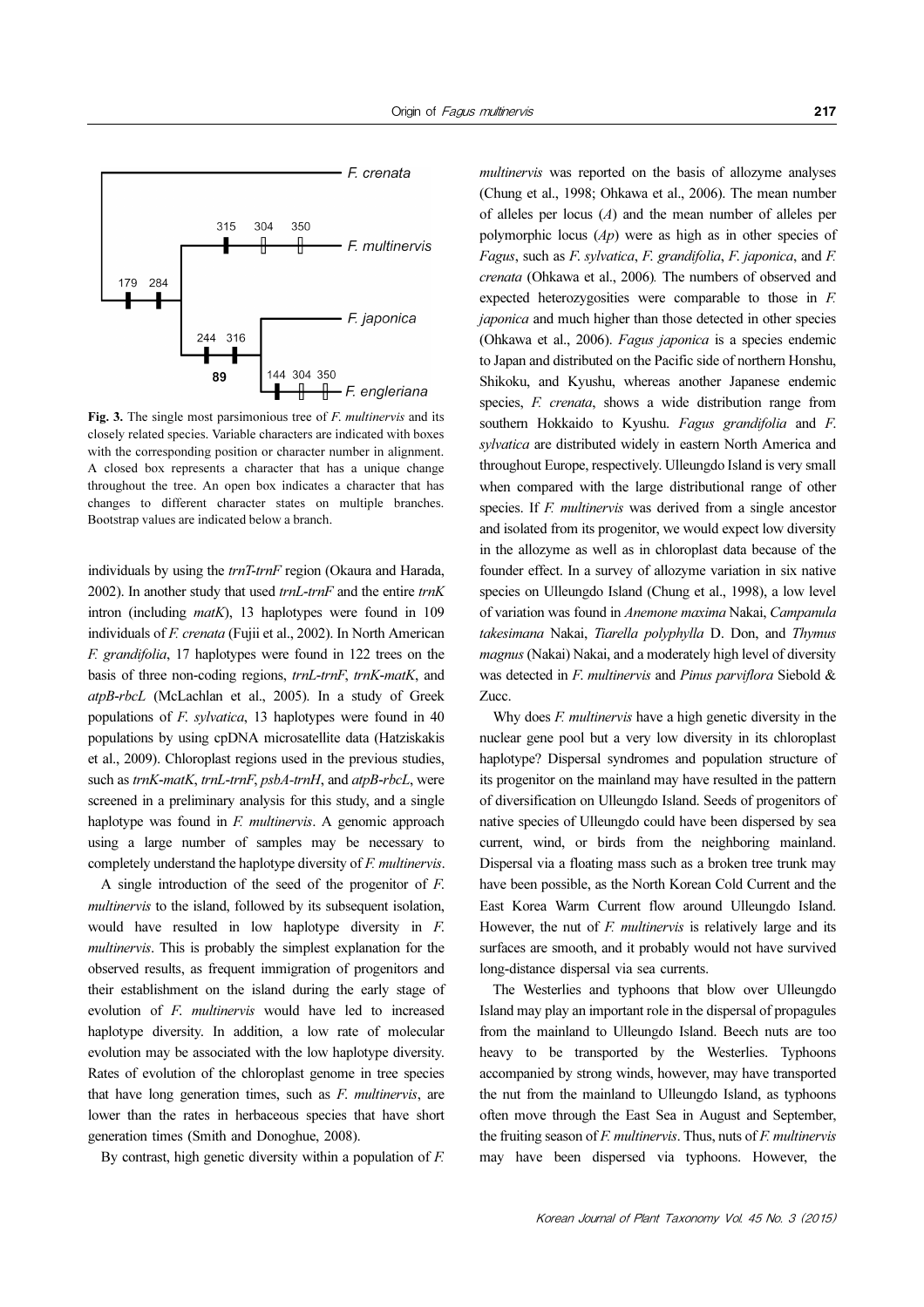**Fig. 3.** The single most parsimonious tree of *F. multinervis* and its closely related species. Variable characters are indicated with boxes with the corresponding position or character number in alignment. A closed box represents a character that has a unique change throughout the tree. An open box indicates a character that has changes to different character states on multiple branches. Bootstrap values are indicated below a branch.

individuals by using the *trnT-trnF* region (Okaura and Harada, 2002). In another study that used *trnL-trnF* and the entire *trnK* intron (including *matK*), 13 haplotypes were found in 109 individuals of *F. crenata* (Fujii et al., 2002). In North American *F. grandifolia*, 17 haplotypes were found in 122 trees on the basis of three non-coding regions, *trnL-trnF*, *trnK-matK*, and *atpB-rbcL* (McLachlan et al., 2005). In a study of Greek populations of *F. sylvatica*, 13 haplotypes were found in 40 populations by using cpDNA microsatellite data (Hatziskakis et al., 2009). Chloroplast regions used in the previous studies, such as *trnK-matK*, *trnL-trnF*, *psbA-trnH*, and *atpB-rbcL*, were screened in a preliminary analysis for this study, and a single haplotype was found in *F. multinervis*. A genomic approach using a large number of samples may be necessary to completely understand the haplotype diversity of *F. multinervis*.

A single introduction of the seed of the progenitor of *F. multinervis* to the island, followed by its subsequent isolation, would have resulted in low haplotype diversity in *F. multinervis*. This is probably the simplest explanation for the observed results, as frequent immigration of progenitors and their establishment on the island during the early stage of evolution of *F. multinervis* would have led to increased haplotype diversity. In addition, a low rate of molecular evolution may be associated with the low haplotype diversity. Rates of evolution of the chloroplast genome in tree species that have long generation times, such as *F. multinervis*, are lower than the rates in herbaceous species that have short generation times (Smith and Donoghue, 2008).

By contrast, high genetic diversity within a population of *F. multinervis* was reported on the basis of allozyme analyses (Chung et al., 1998; Ohkawa et al., 2006). The mean number of alleles per locus ($A$) and the mean number of alleles per polymorphic locus ($Ap$) were as high as in other species of *Fagus*, such as *F. sylvatica*, *F. grandifolia*, *F. japonica*, and *F. crenata* (Ohkawa et al., 2006). The numbers of observed and expected heterozygosities were comparable to those in *F. japonica* and much higher than those detected in other species (Ohkawa et al., 2006). *Fagus japonica* is a species endemic to Japan and distributed on the Pacific side of northern Honshu, Shikoku, and Kyushu, whereas another Japanese endemic species, *F. crenata*, shows a wide distribution range from southern Hokkaido to Kyushu. *Fagus grandifolia* and *F. sylvatica* are distributed widely in eastern North America and throughout Europe, respectively. Ulleungdo Island is very small when compared with the large distributional range of other species. If *F. multinervis* was derived from a single ancestor and isolated from its progenitor, we would expect low diversity in the allozyme as well as in chloroplast data because of the founder effect. In a survey of allozyme variation in six native species on Ulleungdo Island (Chung et al., 1998), a low level of variation was found in *Anemone maxima* Nakai, *Campanula takesimana* Nakai, *Tiarella polyphylla* D. Don, and *Thymus magnus* (Nakai) Nakai, and a moderately high level of diversity was detected in *F. multinervis* and *Pinus parviflora* Siebold & Zucc.

Why does *F. multinervis* have a high genetic diversity in the nuclear gene pool but a very low diversity in its chloroplast haplotype? Dispersal syndromes and population structure of its progenitor on the mainland may have resulted in the pattern of diversification on Ulleungdo Island. Seeds of progenitors of native species of Ulleungdo could have been dispersed by sea current, wind, or birds from the neighboring mainland. Dispersal via a floating mass such as a broken tree trunk may have been possible, as the North Korean Cold Current and the East Korea Warm Current flow around Ulleungdo Island. However, the nut of *F. multinervis* is relatively large and its surfaces are smooth, and it probably would not have survived long-distance dispersal via sea currents.

The Westerlies and typhoons that blow over Ulleungdo Island may play an important role in the dispersal of propagules from the mainland to Ulleungdo Island. Beech nuts are too heavy to be transported by the Westerlies. Typhoons accompanied by strong winds, however, may have transported the nut from the mainland to Ulleungdo Island, as typhoons often move through the East Sea in August and September, the fruiting season of *F. multinervis*. Thus, nuts of *F. multinervis* may have been dispersed via typhoons. However, the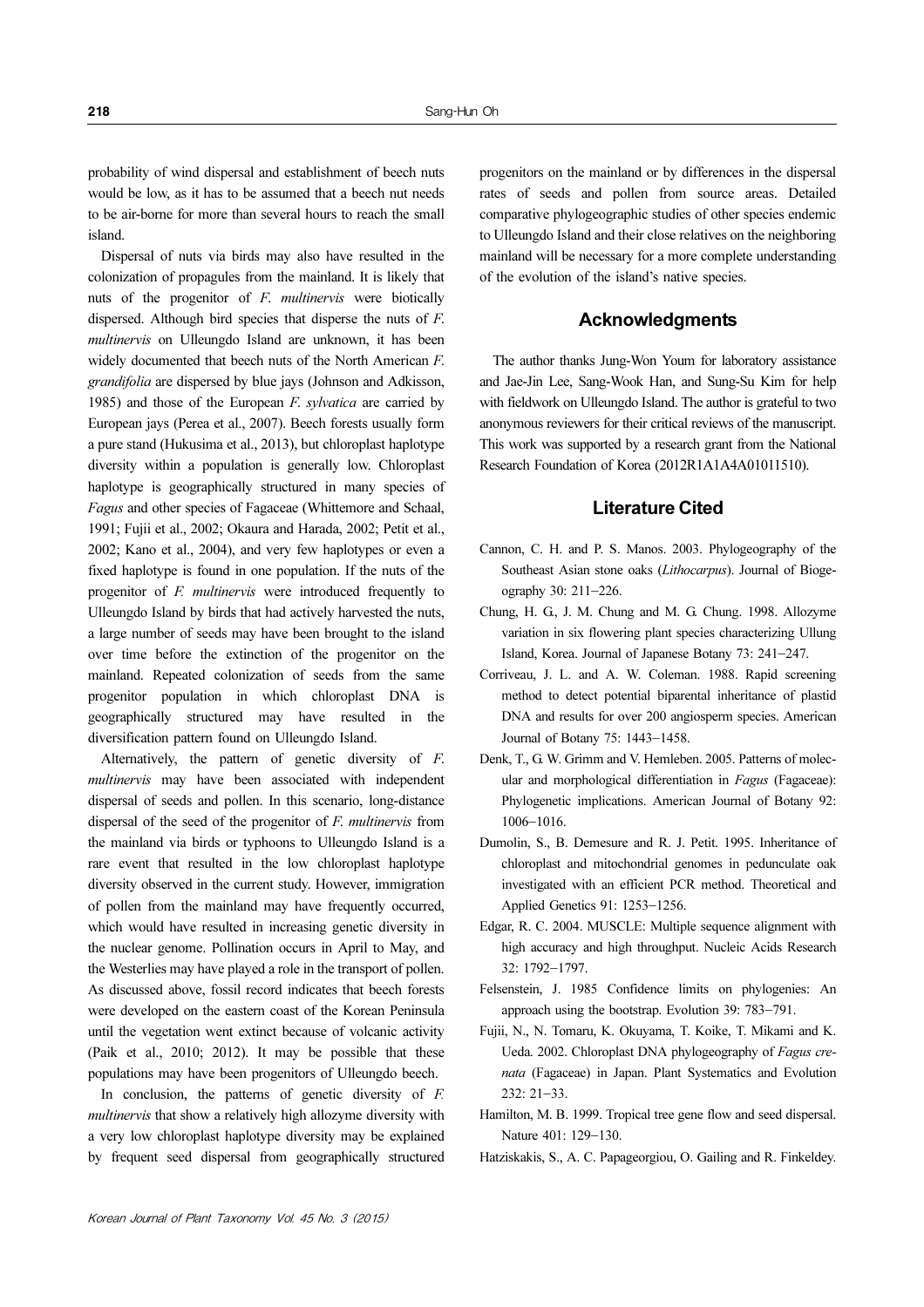probability of wind dispersal and establishment of beech nuts would be low, as it has to be assumed that a beech nut needs to be air-borne for more than several hours to reach the small island.

Dispersal of nuts via birds may also have resulted in the colonization of propagules from the mainland. It is likely that nuts of the progenitor of *F. multinervis* were biotically dispersed. Although bird species that disperse the nuts of *F. multinervis* on Ulleungdo Island are unknown, it has been widely documented that beech nuts of the North American *F. grandifolia* are dispersed by blue jays (Johnson and Adkisson, 1985) and those of the European *F. sylvatica* are carried by European jays (Perea et al., 2007). Beech forests usually form a pure stand (Hukusima et al., 2013), but chloroplast haplotype diversity within a population is generally low. Chloroplast haplotype is geographically structured in many species of *Fagus* and other species of Fagaceae (Whittemore and Schaal, 1991; Fujii et al., 2002; Okaura and Harada, 2002; Petit et al., 2002; Kano et al., 2004), and very few haplotypes or even a fixed haplotype is found in one population. If the nuts of the progenitor of *F. multinervis* were introduced frequently to Ulleungdo Island by birds that had actively harvested the nuts, a large number of seeds may have been brought to the island over time before the extinction of the progenitor on the mainland. Repeated colonization of seeds from the same progenitor population in which chloroplast DNA is geographically structured may have resulted in the diversification pattern found on Ulleungdo Island.

Alternatively, the pattern of genetic diversity of *F. multinervis* may have been associated with independent dispersal of seeds and pollen. In this scenario, long-distance dispersal of the seed of the progenitor of *F. multinervis* from the mainland via birds or typhoons to Ulleungdo Island is a rare event that resulted in the low chloroplast haplotype diversity observed in the current study. However, immigration of pollen from the mainland may have frequently occurred, which would have resulted in increasing genetic diversity in the nuclear genome. Pollination occurs in April to May, and the Westerlies may have played a role in the transport of pollen. As discussed above, fossil record indicates that beech forests were developed on the eastern coast of the Korean Peninsula until the vegetation went extinct because of volcanic activity (Paik et al., 2010; 2012). It may be possible that these populations may have been progenitors of Ulleungdo beech.

In conclusion, the patterns of genetic diversity of *F. multinervis* that show a relatively high allozyme diversity with a very low chloroplast haplotype diversity may be explained by frequent seed dispersal from geographically structured progenitors on the mainland or by differences in the dispersal rates of seeds and pollen from source areas. Detailed comparative phylogeographic studies of other species endemic to Ulleungdo Island and their close relatives on the neighboring mainland will be necessary for a more complete understanding of the evolution of the island's native species.

## Acknowledgments

The author thanks Jung-Won Youm for laboratory assistance and Jae-Jin Lee, Sang-Wook Han, and Sung-Su Kim for help with fieldwork on Ulleungdo Island. The author is grateful to two anonymous reviewers for their critical reviews of the manuscript. This work was supported by a research grant from the National Research Foundation of Korea (2012R1A1A4A01011510).

## Literature Cited

Cannon, C. H. and P. S. Manos. 2003. Phylogeography of the Southeast Asian stone oaks (*Lithocarpus*). Journal of Biogeography 30: 211–226.

Chung, H. G., J. M. Chung and M. G. Chung. 1998. Allozyme variation in six flowering plant species characterizing Ullung Island, Korea. Journal of Japanese Botany 73: 241–247.

Corriveau, J. L. and A. W. Coleman. 1988. Rapid screening method to detect potential biparental inheritance of plastid DNA and results for over 200 angiosperm species. American Journal of Botany 75: 1443–1458.

Denk, T., G. W. Grimm and V. Hemleben. 2005. Patterns of molecular and morphological differentiation in *Fagus* (Fagaceae): Phylogenetic implications. American Journal of Botany 92: 1006–1016.

Dumolin, S., B. Demesure and R. J. Petit. 1995. Inheritance of chloroplast and mitochondrial genomes in pedunculate oak investigated with an efficient PCR method. Theoretical and Applied Genetics 91: 1253–1256.

Edgar, R. C. 2004. MUSCLE: Multiple sequence alignment with high accuracy and high throughput. Nucleic Acids Research 32: 1792–1797.

Felsenstein, J. 1985 Confidence limits on phylogenies: An approach using the bootstrap. Evolution 39: 783–791.

Fujii, N., N. Tomaru, K. Okuyama, T. Koike, T. Mikami and K. Ueda. 2002. Chloroplast DNA phylogeography of *Fagus crenata* (Fagaceae) in Japan. Plant Systematics and Evolution 232: 21–33.

Hamilton, M. B. 1999. Tropical tree gene flow and seed dispersal. Nature 401: 129–130.

Hatziskakis, S., A. C. Papageorgiou, O. Gailing and R. Finkeldey.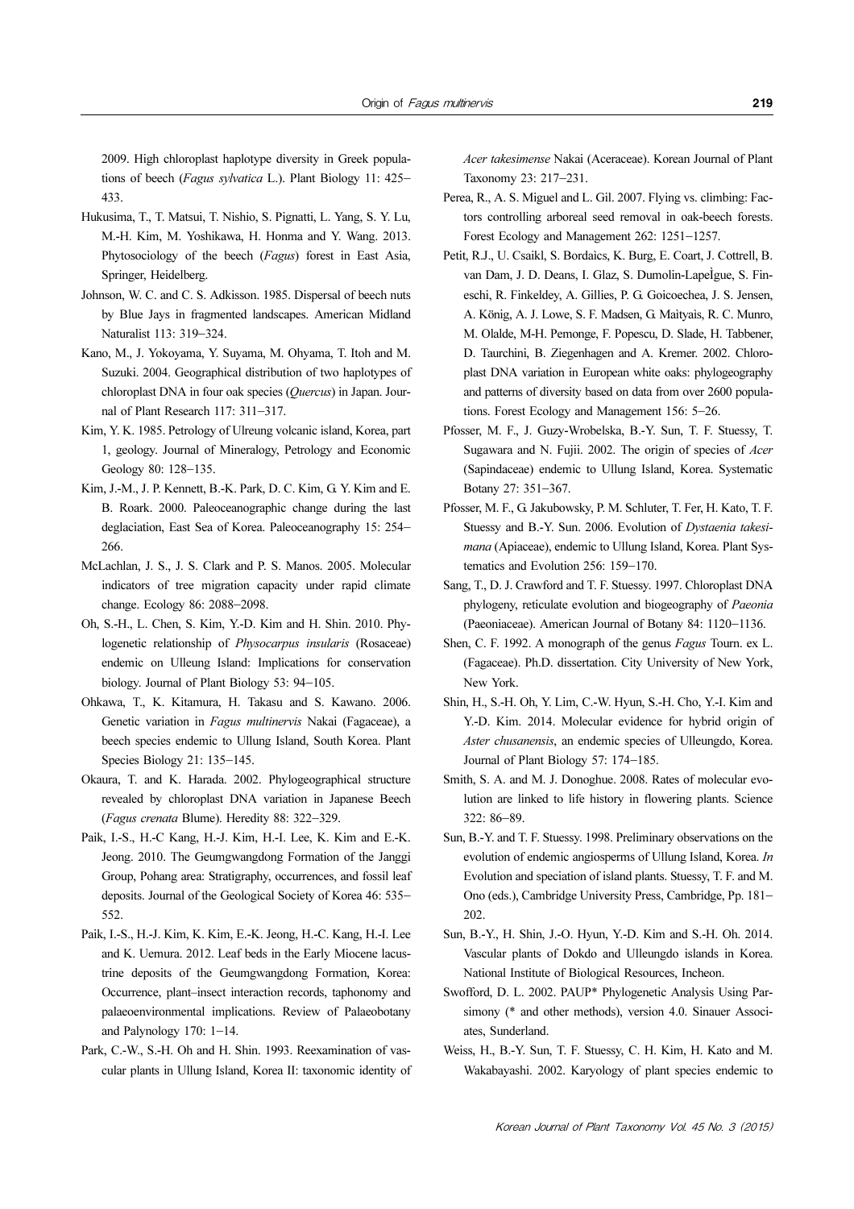2009. High chloroplast haplotype diversity in Greek populations of beech (*Fagus sylvatica* L.). Plant Biology 11: 425–433.

Hukusima, T., T. Matsui, T. Nishio, S. Pignatti, L. Yang, S. Y. Lu, M.-H. Kim, M. Yoshikawa, H. Honma and Y. Wang. 2013. Phytosociology of the beech (*Fagus*) forest in East Asia, Springer, Heidelberg.

Johnson, W. C. and C. S. Adkisson. 1985. Dispersal of beech nuts by Blue Jays in fragmented landscapes. American Midland Naturalist 113: 319–324.

Kano, M., J. Yokoyama, Y. Suyama, M. Ohyama, T. Itoh and M. Suzuki. 2004. Geographical distribution of two haplotypes of chloroplast DNA in four oak species (*Quercus*) in Japan. Journal of Plant Research 117: 311–317.

Kim, Y. K. 1985. Petrology of Ulreung volcanic island, Korea, part 1, geology. Journal of Mineralogy, Petrology and Economic Geology 80: 128–135.

Kim, J.-M., J. P. Kennett, B.-K. Park, D. C. Kim, G. Y. Kim and E. B. Roark. 2000. Paleoceanographic change during the last deglaciation, East Sea of Korea. Paleoceanography 15: 254–266.

McLachlan, J. S., J. S. Clark and P. S. Manos. 2005. Molecular indicators of tree migration capacity under rapid climate change. Ecology 86: 2088–2098.

Oh, S.-H., L. Chen, S. Kim, Y.-D. Kim and H. Shin. 2010. Phylogenetic relationship of *Physocarpus insularis* (Rosaceae) endemic on Ulleung Island: Implications for conservation biology. Journal of Plant Biology 53: 94–105.

Ohkawa, T., K. Kitamura, H. Takasu and S. Kawano. 2006. Genetic variation in *Fagus multinervis* Nakai (Fagaceae), a beech species endemic to Ullung Island, South Korea. Plant Species Biology 21: 135–145.

Okaura, T. and K. Harada. 2002. Phylogeographical structure revealed by chloroplast DNA variation in Japanese Beech (*Fagus crenata* Blume). Heredity 88: 322–329.

Paik, I.-S., H.-C Kang, H.-J. Kim, H.-I. Lee, K. Kim and E.-K. Jeong. 2010. The Geumgwangdong Formation of the Janggi Group, Pohang area: Stratigraphy, occurrences, and fossil leaf deposits. Journal of the Geological Society of Korea 46: 535–552.

Paik, I.-S., H.-J. Kim, K. Kim, E.-K. Jeong, H.-C. Kang, H.-I. Lee and K. Uemura. 2012. Leaf beds in the Early Miocene lacustrine deposits of the Geumgwangdong Formation, Korea: Occurrence, plant–insect interaction records, taphonomy and palaeoenvironmental implications. Review of Palaeobotany and Palynology 170: 1–14.

Park, C.-W., S.-H. Oh and H. Shin. 1993. Reexamination of vascular plants in Ullung Island, Korea II: taxonomic identity of *Acer takesimense* Nakai (Aceraceae). Korean Journal of Plant Taxonomy 23: 217–231.

Perea, R., A. S. Miguel and L. Gil. 2007. Flying vs. climbing: Factors controlling arboreal seed removal in oak-beech forests. Forest Ecology and Management 262: 1251–1257.

Petit, R.J., U. Csaikl, S. Bordaics, K. Burg, E. Coart, J. Cottrell, B. van Dam, J. D. Deans, I. Glaz, S. Dumolin-LapeÌgue, S. Fineschi, R. Finkeldey, A. Gillies, P. G. Goicoechea, J. S. Jensen, A. König, A. J. Lowe, S. F. Madsen, G. Maìtyaìs, R. C. Munro, M. Olalde, M-H. Pemonge, F. Popescu, D. Slade, H. Tabbener, D. Taurchini, B. Ziegenhagen and A. Kremer. 2002. Chloroplast DNA variation in European white oaks: phylogeography and patterns of diversity based on data from over 2600 populations. Forest Ecology and Management 156: 5–26.

Pfosser, M. F., J. Guzy-Wrobelska, B.-Y. Sun, T. F. Stuessy, T. Sugawara and N. Fujii. 2002. The origin of species of *Acer* (Sapindaceae) endemic to Ullung Island, Korea. Systematic Botany 27: 351–367.

Pfosser, M. F., G. Jakubowsky, P. M. Schluter, T. Fer, H. Kato, T. F. Stuessy and B.-Y. Sun. 2006. Evolution of *Dystaenia takesimana* (Apiaceae), endemic to Ullung Island, Korea. Plant Systematics and Evolution 256: 159–170.

Sang, T., D. J. Crawford and T. F. Stuessy. 1997. Chloroplast DNA phylogeny, reticulate evolution and biogeography of *Paeonia* (Paeoniaceae). American Journal of Botany 84: 1120–1136.

Shen, C. F. 1992. A monograph of the genus *Fagus* Tourn. ex L. (Fagaceae). Ph.D. dissertation. City University of New York, New York.

Shin, H., S.-H. Oh, Y. Lim, C.-W. Hyun, S.-H. Cho, Y.-I. Kim and Y.-D. Kim. 2014. Molecular evidence for hybrid origin of *Aster chusanensis*, an endemic species of Ulleungdo, Korea. Journal of Plant Biology 57: 174–185.

Smith, S. A. and M. J. Donoghue. 2008. Rates of molecular evolution are linked to life history in flowering plants. Science 322: 86–89.

Sun, B.-Y. and T. F. Stuessy. 1998. Preliminary observations on the evolution of endemic angiosperms of Ullung Island, Korea. *In* Evolution and speciation of island plants. Stuessy, T. F. and M. Ono (eds.), Cambridge University Press, Cambridge, Pp. 181–202.

Sun, B.-Y., H. Shin, J.-O. Hyun, Y.-D. Kim and S.-H. Oh. 2014. Vascular plants of Dokdo and Ulleungdo islands in Korea. National Institute of Biological Resources, Incheon.

Swofford, D. L. 2002. PAUP* Phylogenetic Analysis Using Parsimony (* and other methods), version 4.0. Sinauer Associates, Sunderland.

Weiss, H., B.-Y. Sun, T. F. Stuessy, C. H. Kim, H. Kato and M. Wakabayashi. 2002. Karyology of plant species endemic to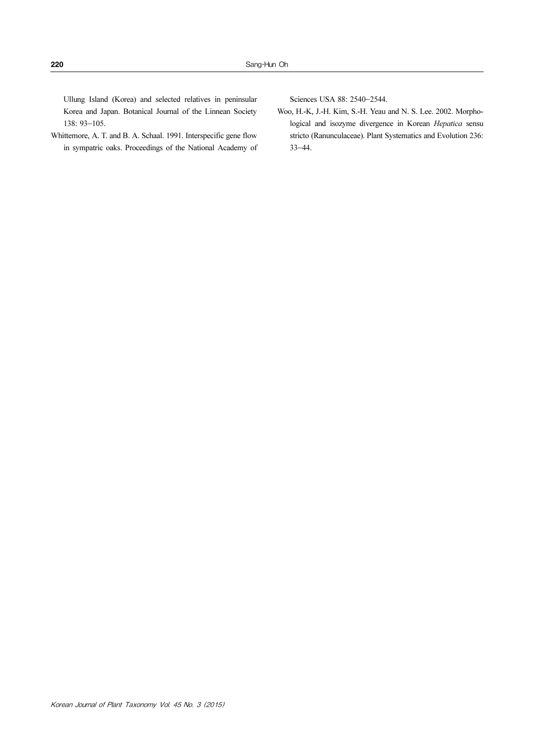Ullung Island (Korea) and selected relatives in peninsular Korea and Japan. Botanical Journal of the Linnean Society 138: 93–105.

Whittemore, A. T. and B. A. Schaal. 1991. Interspecific gene flow in sympatric oaks. Proceedings of the National Academy of Sciences USA 88: 2540–2544.

Woo, H.-K, J.-H. Kim, S.-H. Yeau and N. S. Lee. 2002. Morphological and isozyme divergence in Korean *Hepatica* sensu stricto (Ranunculaceae). Plant Systematics and Evolution 236: 33–44.